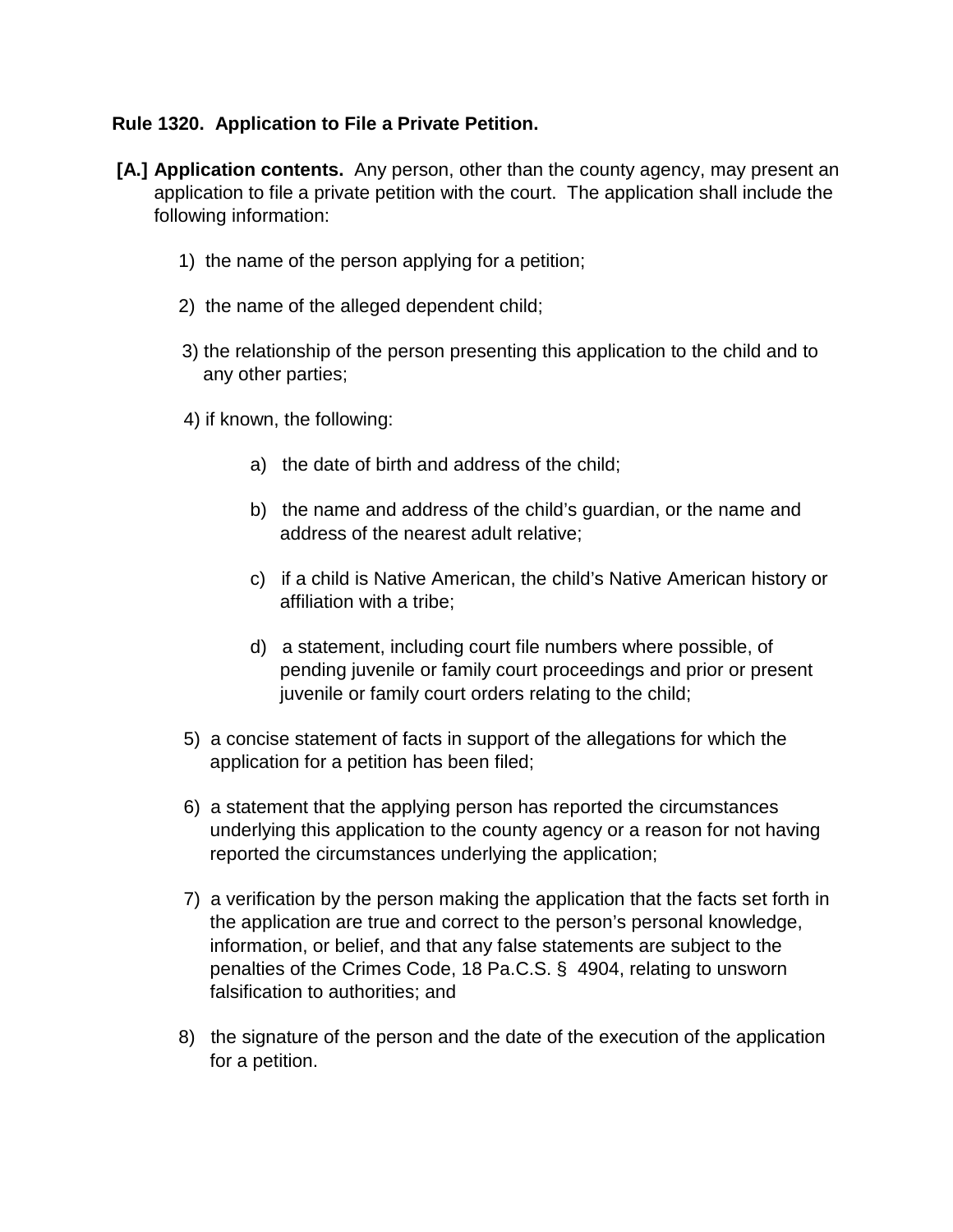**Rule 1320. Application to File a Private Petition.**

**[A.] Application contents.** Any person, other than the county agency, may present an application to file a private petition with the court. The application shall include the following information:

1) the name of the person applying for a petition;

2) the name of the alleged dependent child;

3) the relationship of the person presenting this application to the child and to any other parties;

4) if known, the following:

   a) the date of birth and address of the child;

   b) the name and address of the child's guardian, or the name and address of the nearest adult relative;

   c) if a child is Native American, the child's Native American history or affiliation with a tribe;

   d) a statement, including court file numbers where possible, of pending juvenile or family court proceedings and prior or present juvenile or family court orders relating to the child;

5) a concise statement of facts in support of the allegations for which the application for a petition has been filed;

6) a statement that the applying person has reported the circumstances underlying this application to the county agency or a reason for not having reported the circumstances underlying the application;

7) a verification by the person making the application that the facts set forth in the application are true and correct to the person's personal knowledge, information, or belief, and that any false statements are subject to the penalties of the Crimes Code, 18 Pa.C.S. § 4904, relating to unsworn falsification to authorities; and

8) the signature of the person and the date of the execution of the application for a petition.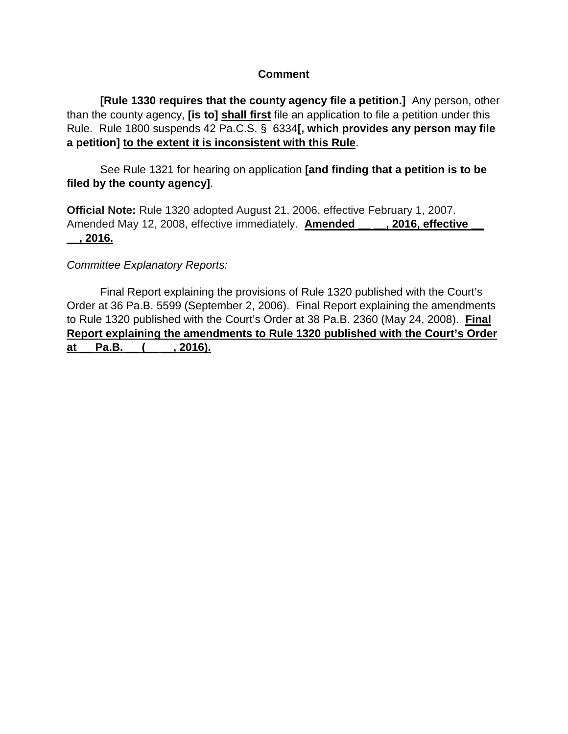**Comment**

**[Rule 1330 requires that the county agency file a petition.]** Any person, other than the county agency, **[is to]** <u>**shall first**</u> file an application to file a petition under this Rule. Rule 1800 suspends 42 Pa.C.S. § 6334**[, which provides any person may file a petition]** <u>**to the extent it is inconsistent with this Rule**</u>.

See Rule 1321 for hearing on application **[and finding that a petition is to be filed by the county agency]**.

**Official Note:** Rule 1320 adopted August 21, 2006, effective February 1, 2007. Amended May 12, 2008, effective immediately. <u>**Amended __ __, 2016, effective __ __, 2016.**</u>

*Committee Explanatory Reports:*

Final Report explaining the provisions of Rule 1320 published with the Court's Order at 36 Pa.B. 5599 (September 2, 2006). Final Report explaining the amendments to Rule 1320 published with the Court's Order at 38 Pa.B. 2360 (May 24, 2008). <u>**Final Report explaining the amendments to Rule 1320 published with the Court's Order at __ Pa.B. __ (__ __, 2016).**</u>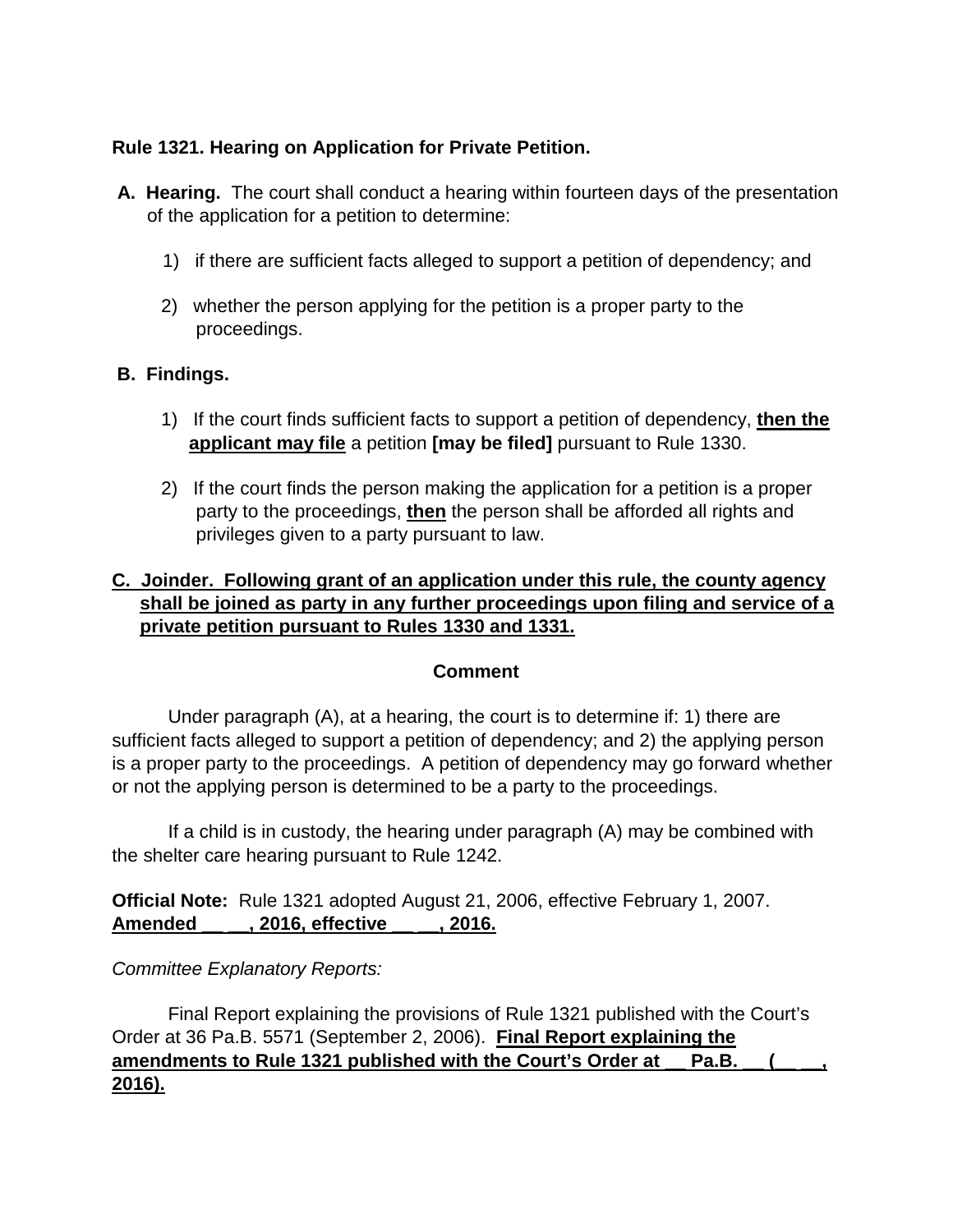**Rule 1321. Hearing on Application for Private Petition.**

**A. Hearing.** The court shall conduct a hearing within fourteen days of the presentation of the application for a petition to determine:

1) if there are sufficient facts alleged to support a petition of dependency; and

2) whether the person applying for the petition is a proper party to the proceedings.

**B. Findings.**

1) If the court finds sufficient facts to support a petition of dependency, <u>**then the applicant may file**</u> a petition **[may be filed]** pursuant to Rule 1330.

2) If the court finds the person making the application for a petition is a proper party to the proceedings, <u>**then**</u> the person shall be afforded all rights and privileges given to a party pursuant to law.

<u>**C. Joinder. Following grant of an application under this rule, the county agency shall be joined as party in any further proceedings upon filing and service of a private petition pursuant to Rules 1330 and 1331.**</u>

**Comment**

Under paragraph (A), at a hearing, the court is to determine if: 1) there are sufficient facts alleged to support a petition of dependency; and 2) the applying person is a proper party to the proceedings. A petition of dependency may go forward whether or not the applying person is determined to be a party to the proceedings.

If a child is in custody, the hearing under paragraph (A) may be combined with the shelter care hearing pursuant to Rule 1242.

**Official Note:** Rule 1321 adopted August 21, 2006, effective February 1, 2007. <u>**Amended __ __, 2016, effective __ __, 2016.**</u>

*Committee Explanatory Reports:*

Final Report explaining the provisions of Rule 1321 published with the Court's Order at 36 Pa.B. 5571 (September 2, 2006). <u>**Final Report explaining the amendments to Rule 1321 published with the Court's Order at __ Pa.B. __ (__ __, 2016).**</u>